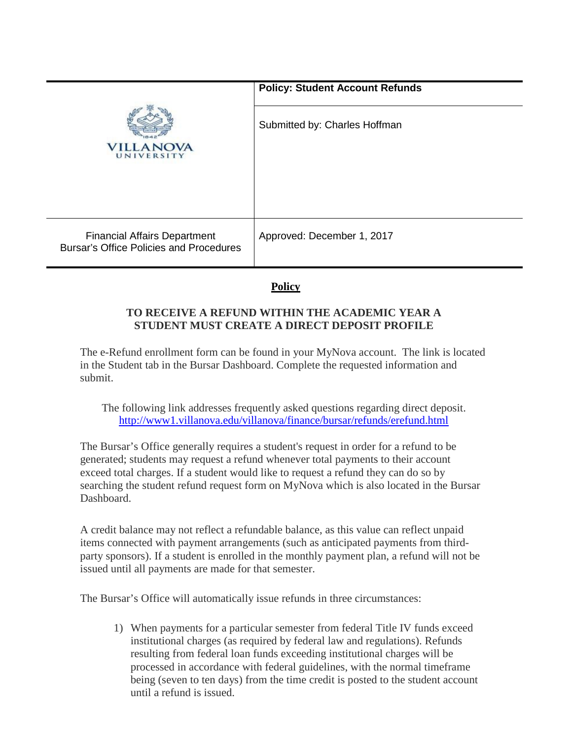| | Policy: Student Account Refunds |
| --- | --- |
| VILLANOVA UNIVERSITY | Submitted by: Charles Hoffman |
| Financial Affairs Department<br>Bursar's Office Policies and Procedures | Approved: December 1, 2017 |

## Policy

### TO RECEIVE A REFUND WITHIN THE ACADEMIC YEAR A STUDENT MUST CREATE A DIRECT DEPOSIT PROFILE

The e-Refund enrollment form can be found in your MyNova account. The link is located in the Student tab in the Bursar Dashboard. Complete the requested information and submit.

The following link addresses frequently asked questions regarding direct deposit.
http://www1.villanova.edu/villanova/finance/bursar/refunds/erefund.html

The Bursar's Office generally requires a student's request in order for a refund to be generated; students may request a refund whenever total payments to their account exceed total charges. If a student would like to request a refund they can do so by searching the student refund request form on MyNova which is also located in the Bursar Dashboard.

A credit balance may not reflect a refundable balance, as this value can reflect unpaid items connected with payment arrangements (such as anticipated payments from third-party sponsors). If a student is enrolled in the monthly payment plan, a refund will not be issued until all payments are made for that semester.

The Bursar's Office will automatically issue refunds in three circumstances:

1) When payments for a particular semester from federal Title IV funds exceed institutional charges (as required by federal law and regulations). Refunds resulting from federal loan funds exceeding institutional charges will be processed in accordance with federal guidelines, with the normal timeframe being (seven to ten days) from the time credit is posted to the student account until a refund is issued.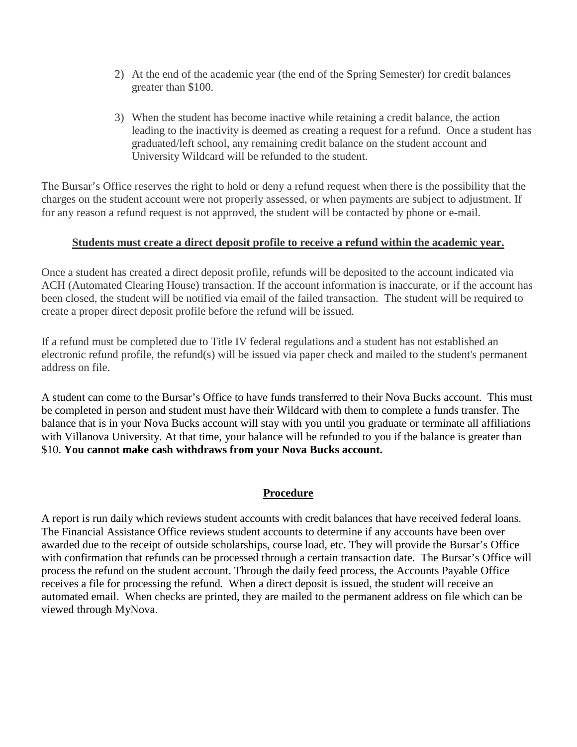2) At the end of the academic year (the end of the Spring Semester) for credit balances greater than $100.

3) When the student has become inactive while retaining a credit balance, the action leading to the inactivity is deemed as creating a request for a refund. Once a student has graduated/left school, any remaining credit balance on the student account and University Wildcard will be refunded to the student.

The Bursar's Office reserves the right to hold or deny a refund request when there is the possibility that the charges on the student account were not properly assessed, or when payments are subject to adjustment. If for any reason a refund request is not approved, the student will be contacted by phone or e-mail.

**Students must create a direct deposit profile to receive a refund within the academic year.**

Once a student has created a direct deposit profile, refunds will be deposited to the account indicated via ACH (Automated Clearing House) transaction. If the account information is inaccurate, or if the account has been closed, the student will be notified via email of the failed transaction. The student will be required to create a proper direct deposit profile before the refund will be issued.

If a refund must be completed due to Title IV federal regulations and a student has not established an electronic refund profile, the refund(s) will be issued via paper check and mailed to the student's permanent address on file.

A student can come to the Bursar's Office to have funds transferred to their Nova Bucks account. This must be completed in person and student must have their Wildcard with them to complete a funds transfer. The balance that is in your Nova Bucks account will stay with you until you graduate or terminate all affiliations with Villanova University. At that time, your balance will be refunded to you if the balance is greater than $10. **You cannot make cash withdraws from your Nova Bucks account.**

## Procedure

A report is run daily which reviews student accounts with credit balances that have received federal loans. The Financial Assistance Office reviews student accounts to determine if any accounts have been over awarded due to the receipt of outside scholarships, course load, etc. They will provide the Bursar's Office with confirmation that refunds can be processed through a certain transaction date. The Bursar's Office will process the refund on the student account. Through the daily feed process, the Accounts Payable Office receives a file for processing the refund. When a direct deposit is issued, the student will receive an automated email. When checks are printed, they are mailed to the permanent address on file which can be viewed through MyNova.